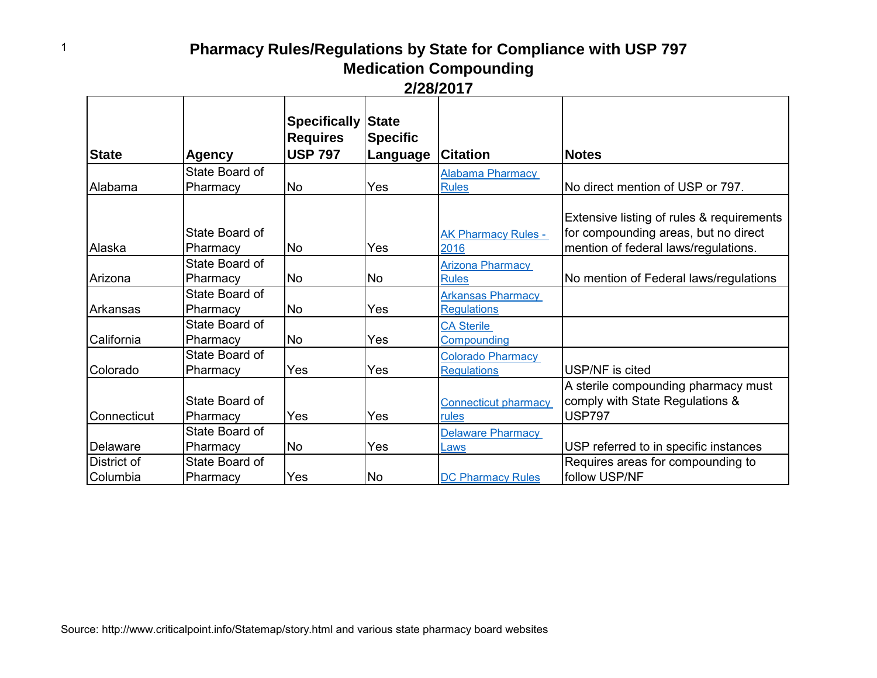# Pharmacy Rules/Regulations by State for Compliance with USP 797
## Medication Compounding
## 2/28/2017

| State | Agency | Specifically Requires USP 797 | State Specific Language | Citation | Notes |
| --- | --- | --- | --- | --- | --- |
| Alabama | State Board of Pharmacy | No | Yes | Alabama Pharmacy Rules | No direct mention of USP or 797. |
| Alaska | State Board of Pharmacy | No | Yes | AK Pharmacy Rules - 2016 | Extensive listing of rules & requirements for compounding areas, but no direct mention of federal laws/regulations. |
| Arizona | State Board of Pharmacy | No | No | Arizona Pharmacy Rules | No mention of Federal laws/regulations |
| Arkansas | State Board of Pharmacy | No | Yes | Arkansas Pharmacy Regulations | |
| California | State Board of Pharmacy | No | Yes | CA Sterile Compounding | |
| Colorado | State Board of Pharmacy | Yes | Yes | Colorado Pharmacy Regulations | USP/NF is cited |
| Connecticut | State Board of Pharmacy | Yes | Yes | Connecticut pharmacy rules | A sterile compounding pharmacy must comply with State Regulations & USP797 |
| Delaware | State Board of Pharmacy | No | Yes | Delaware Pharmacy Laws | USP referred to in specific instances |
| District of Columbia | State Board of Pharmacy | Yes | No | DC Pharmacy Rules | Requires areas for compounding to follow USP/NF |

Source: http://www.criticalpoint.info/Statemap/story.html and various state pharmacy board websites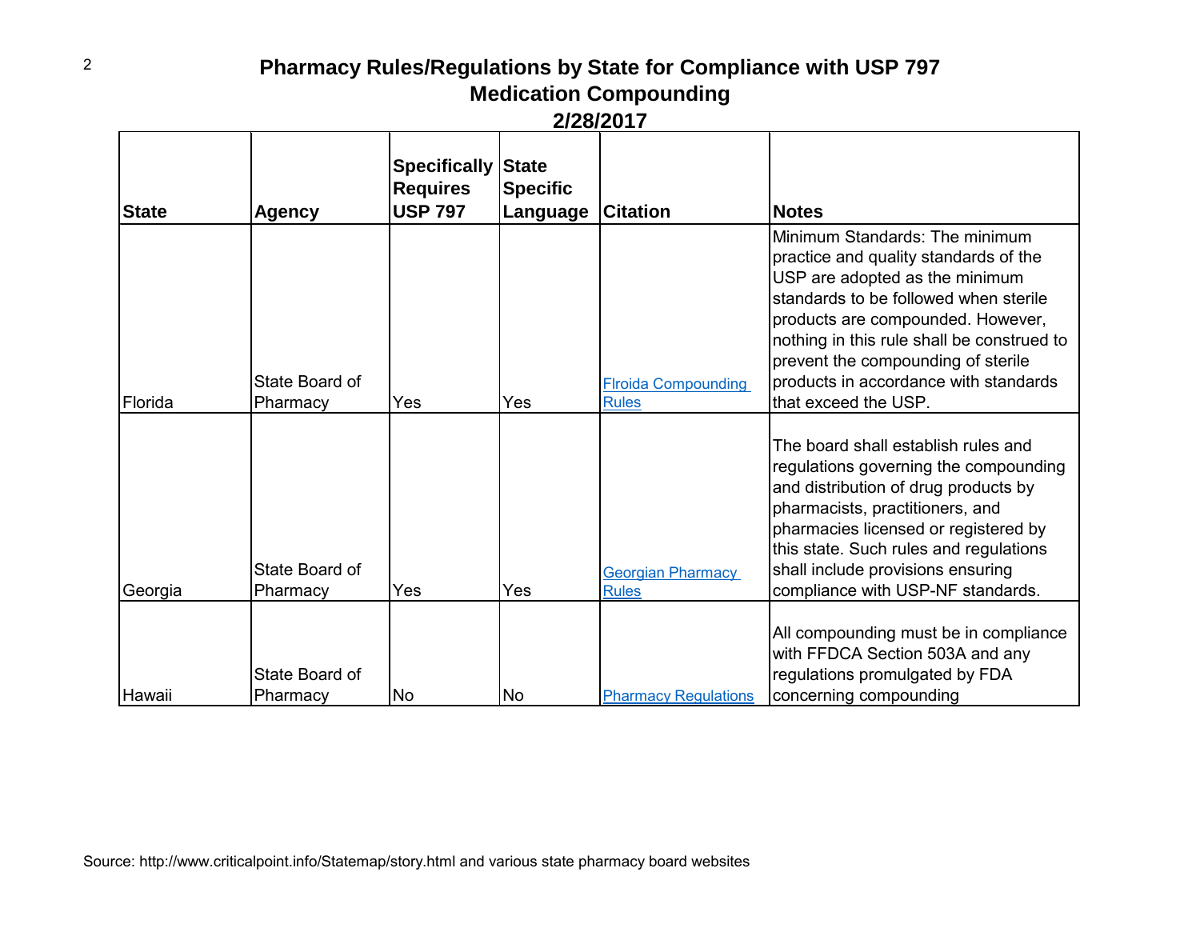# Pharmacy Rules/Regulations by State for Compliance with USP 797
## Medication Compounding
### 2/28/2017

| State | Agency | Specifically Requires USP 797 | State Specific Language | Citation | Notes |
|---|---|---|---|---|---|
| Florida | State Board of Pharmacy | Yes | Yes | Flroida Compounding Rules | Minimum Standards: The minimum practice and quality standards of the USP are adopted as the minimum standards to be followed when sterile products are compounded. However, nothing in this rule shall be construed to prevent the compounding of sterile products in accordance with standards that exceed the USP. |
| Georgia | State Board of Pharmacy | Yes | Yes | Georgian Pharmacy Rules | The board shall establish rules and regulations governing the compounding and distribution of drug products by pharmacists, practitioners, and pharmacies licensed or registered by this state. Such rules and regulations shall include provisions ensuring compliance with USP-NF standards. |
| Hawaii | State Board of Pharmacy | No | No | Pharmacy Regulations | All compounding must be in compliance with FFDCA Section 503A and any regulations promulgated by FDA concerning compounding |

Source: http://www.criticalpoint.info/Statemap/story.html and various state pharmacy board websites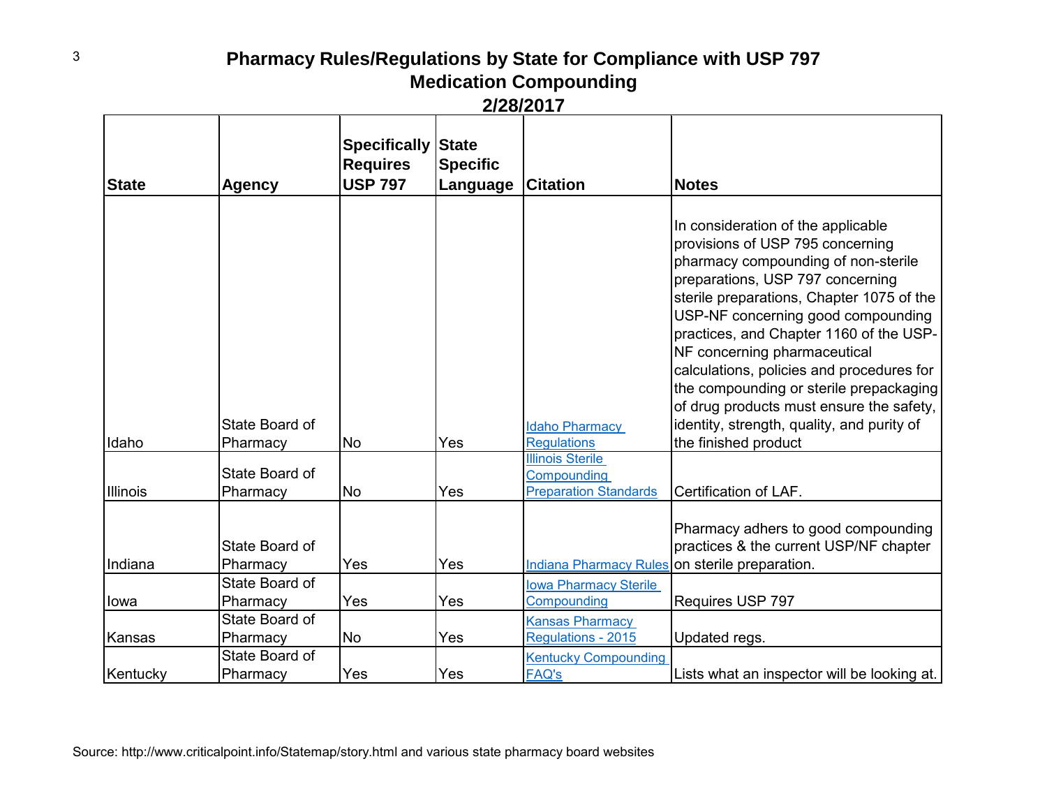# Pharmacy Rules/Regulations by State for Compliance with USP 797
## Medication Compounding
### 2/28/2017

| State | Agency | Specifically Requires USP 797 | State Specific Language | Citation | Notes |
|---|---|---|---|---|---|
| Idaho | State Board of Pharmacy | No | Yes | Idaho Pharmacy Regulations | In consideration of the applicable provisions of USP 795 concerning pharmacy compounding of non-sterile preparations, USP 797 concerning sterile preparations, Chapter 1075 of the USP-NF concerning good compounding practices, and Chapter 1160 of the USP-NF concerning pharmaceutical calculations, policies and procedures for the compounding or sterile prepackaging of drug products must ensure the safety, identity, strength, quality, and purity of the finished product |
| Illinois | State Board of Pharmacy | No | Yes | Illinois Sterile Compounding Preparation Standards | Certification of LAF. |
| Indiana | State Board of Pharmacy | Yes | Yes | Indiana Pharmacy Rules | Pharmacy adheres to good compounding practices & the current USP/NF chapter on sterile preparation. |
| Iowa | State Board of Pharmacy | Yes | Yes | Iowa Pharmacy Sterile Compounding | Requires USP 797 |
| Kansas | State Board of Pharmacy | No | Yes | Kansas Pharmacy Regulations - 2015 | Updated regs. |
| Kentucky | State Board of Pharmacy | Yes | Yes | Kentucky Compounding FAQ's | Lists what an inspector will be looking at. |

Source: http://www.criticalpoint.info/Statemap/story.html and various state pharmacy board websites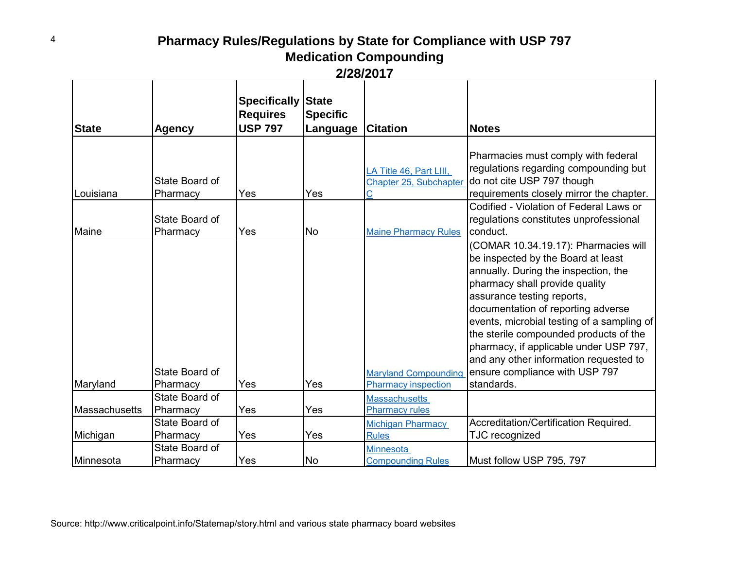# Pharmacy Rules/Regulations by State for Compliance with USP 797 Medication Compounding

**2/28/2017**

| State | Agency | Specifically Requires USP 797 | State Specific Language | Citation | Notes |
|---|---|---|---|---|---|
| Louisiana | State Board of Pharmacy | Yes | Yes | LA Title 46, Part LIII, Chapter 25, Subchapter C | Pharmacies must comply with federal regulations regarding compounding but do not cite USP 797 though requirements closely mirror the chapter. |
| Maine | State Board of Pharmacy | Yes | No | Maine Pharmacy Rules | Codified - Violation of Federal Laws or regulations constitutes unprofessional conduct. |
| Maryland | State Board of Pharmacy | Yes | Yes | Maryland Compounding Pharmacy inspection | (COMAR 10.34.19.17): Pharmacies will be inspected by the Board at least annually. During the inspection, the pharmacy shall provide quality assurance testing reports, documentation of reporting adverse events, microbial testing of a sampling of the sterile compounded products of the pharmacy, if applicable under USP 797, and any other information requested to ensure compliance with USP 797 standards. |
| Massachusetts | State Board of Pharmacy | Yes | Yes | Massachusetts Pharmacy rules | |
| Michigan | State Board of Pharmacy | Yes | Yes | Michigan Pharmacy Rules | Accreditation/Certification Required. TJC recognized |
| Minnesota | State Board of Pharmacy | Yes | No | Minnesota Compounding Rules | Must follow USP 795, 797 |

Source: http://www.criticalpoint.info/Statemap/story.html and various state pharmacy board websites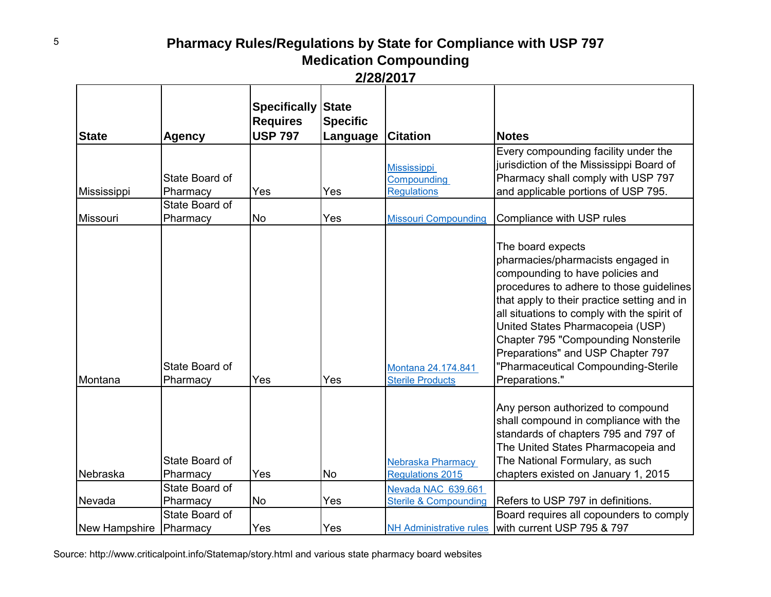# Pharmacy Rules/Regulations by State for Compliance with USP 797
## Medication Compounding
## 2/28/2017

| State | Agency | Specifically Requires USP 797 | State Specific Language | Citation | Notes |
|---|---|---|---|---|---|
| Mississippi | State Board of Pharmacy | Yes | Yes | Mississippi Compounding Regulations | Every compounding facility under the jurisdiction of the Mississippi Board of Pharmacy shall comply with USP 797 and applicable portions of USP 795. |
| Missouri | State Board of Pharmacy | No | Yes | Missouri Compounding | Compliance with USP rules |
| Montana | State Board of Pharmacy | Yes | Yes | Montana 24.174.841 Sterile Products | The board expects pharmacies/pharmacists engaged in compounding to have policies and procedures to adhere to those guidelines that apply to their practice setting and in all situations to comply with the spirit of United States Pharmacopeia (USP) Chapter 795 "Compounding Nonsterile Preparations" and USP Chapter 797 "Pharmaceutical Compounding-Sterile Preparations." |
| Nebraska | State Board of Pharmacy | Yes | No | Nebraska Pharmacy Regulations 2015 | Any person authorized to compound shall compound in compliance with the standards of chapters 795 and 797 of The United States Pharmacopeia and The National Formulary, as such chapters existed on January 1, 2015 |
| Nevada | State Board of Pharmacy | No | Yes | Nevada NAC 639.661 Sterile & Compounding | Refers to USP 797 in definitions. |
| New Hampshire | State Board of Pharmacy | Yes | Yes | NH Administrative rules | Board requires all copounders to comply with current USP 795 & 797 |

Source: http://www.criticalpoint.info/Statemap/story.html and various state pharmacy board websites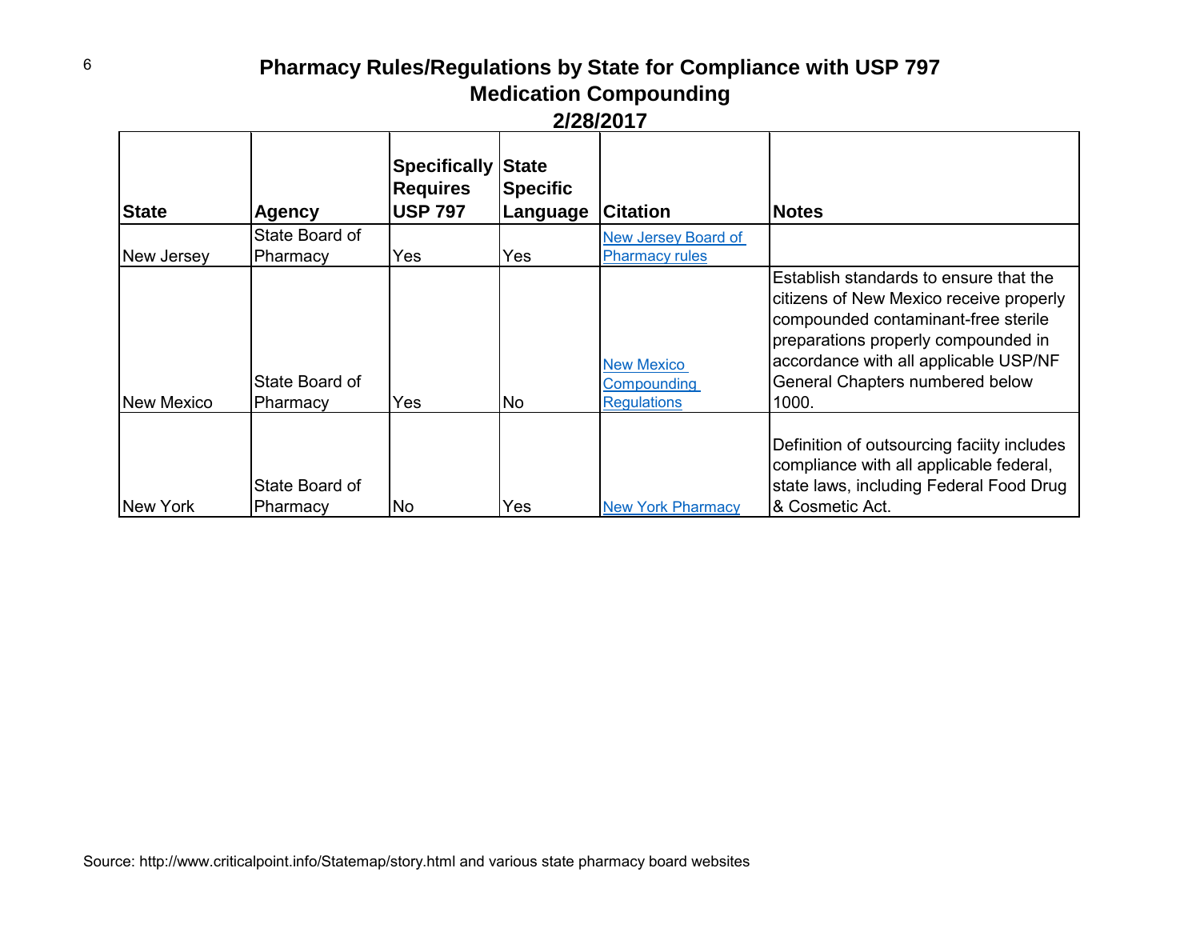# Pharmacy Rules/Regulations by State for Compliance with USP 797

## Medication Compounding

### 2/28/2017

| State | Agency | Specifically Requires USP 797 | State Specific Language | Citation | Notes |
|---|---|---|---|---|---|
| New Jersey | State Board of Pharmacy | Yes | Yes | New Jersey Board of Pharmacy rules | |
| New Mexico | State Board of Pharmacy | Yes | No | New Mexico Compounding Regulations | Establish standards to ensure that the citizens of New Mexico receive properly compounded contaminant-free sterile preparations properly compounded in accordance with all applicable USP/NF General Chapters numbered below 1000. |
| New York | State Board of Pharmacy | No | Yes | New York Pharmacy | Definition of outsourcing faciity includes compliance with all applicable federal, state laws, including Federal Food Drug & Cosmetic Act. |

Source: http://www.criticalpoint.info/Statemap/story.html and various state pharmacy board websites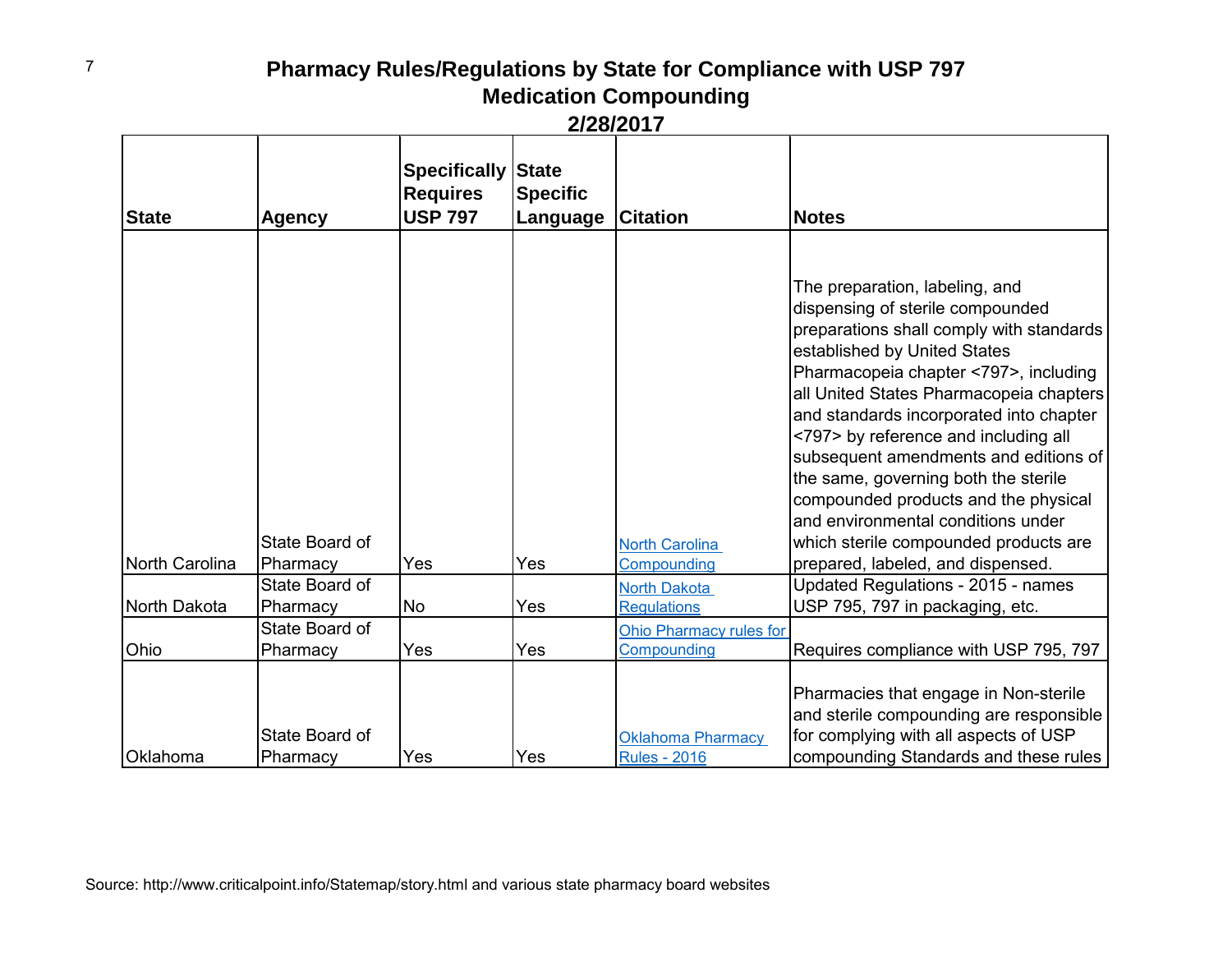# Pharmacy Rules/Regulations by State for Compliance with USP 797

## Medication Compounding

## 2/28/2017

| State | Agency | Specifically Requires USP 797 | State Specific Language | Citation | Notes |
|---|---|---|---|---|---|
| North Carolina | State Board of Pharmacy | Yes | Yes | North Carolina Compounding | The preparation, labeling, and dispensing of sterile compounded preparations shall comply with standards established by United States Pharmacopeia chapter <797>, including all United States Pharmacopeia chapters and standards incorporated into chapter <797> by reference and including all subsequent amendments and editions of the same, governing both the sterile compounded products and the physical and environmental conditions under which sterile compounded products are prepared, labeled, and dispensed. |
| North Dakota | State Board of Pharmacy | No | Yes | North Dakota Regulations | Updated Regulations - 2015 - names USP 795, 797 in packaging, etc. |
| Ohio | State Board of Pharmacy | Yes | Yes | Ohio Pharmacy rules for Compounding | Requires compliance with USP 795, 797 |
| Oklahoma | State Board of Pharmacy | Yes | Yes | Oklahoma Pharmacy Rules - 2016 | Pharmacies that engage in Non-sterile and sterile compounding are responsible for complying with all aspects of USP compounding Standards and these rules |

Source: http://www.criticalpoint.info/Statemap/story.html and various state pharmacy board websites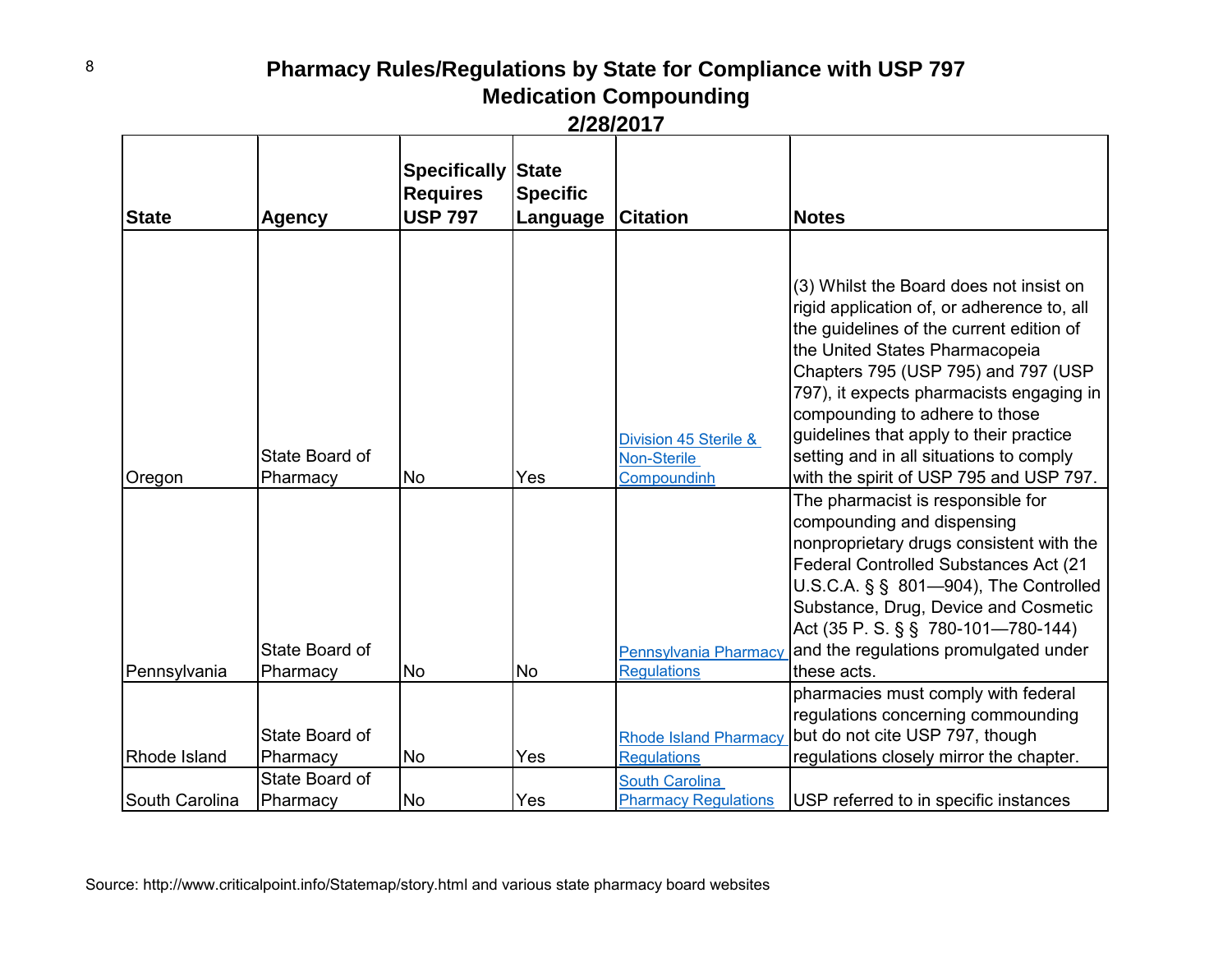# Pharmacy Rules/Regulations by State for Compliance with USP 797
## Medication Compounding
### 2/28/2017

| State | Agency | Specifically Requires USP 797 | State Specific Language | Citation | Notes |
|---|---|---|---|---|---|
| Oregon | State Board of Pharmacy | No | Yes | Division 45 Sterile & Non-Sterile Compoundinh | (3) Whilst the Board does not insist on rigid application of, or adherence to, all the guidelines of the current edition of the United States Pharmacopeia Chapters 795 (USP 795) and 797 (USP 797), it expects pharmacists engaging in compounding to adhere to those guidelines that apply to their practice setting and in all situations to comply with the spirit of USP 795 and USP 797. |
| Pennsylvania | State Board of Pharmacy | No | No | Pennsylvania Pharmacy Regulations | The pharmacist is responsible for compounding and dispensing nonproprietary drugs consistent with the Federal Controlled Substances Act (21 U.S.C.A. § § 801—904), The Controlled Substance, Drug, Device and Cosmetic Act (35 P. S. § § 780-101—780-144) and the regulations promulgated under these acts. |
| Rhode Island | State Board of Pharmacy | No | Yes | Rhode Island Pharmacy Regulations | pharmacies must comply with federal regulations concerning commounding but do not cite USP 797, though regulations closely mirror the chapter. |
| South Carolina | State Board of Pharmacy | No | Yes | South Carolina Pharmacy Regulations | USP referred to in specific instances |

Source: http://www.criticalpoint.info/Statemap/story.html and various state pharmacy board websites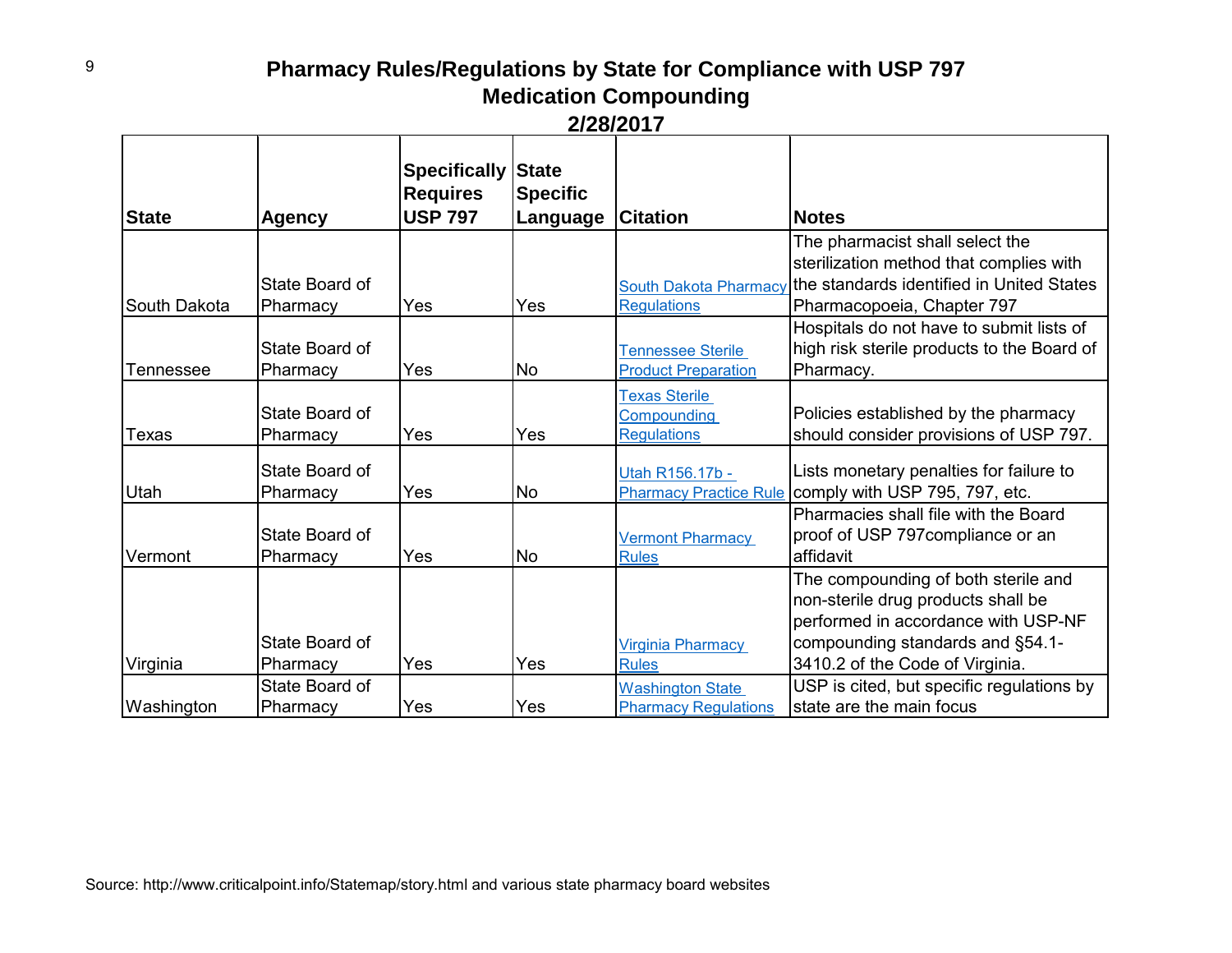# Pharmacy Rules/Regulations by State for Compliance with USP 797
## Medication Compounding
### 2/28/2017

| State | Agency | Specifically Requires USP 797 | State Specific Language | Citation | Notes |
|---|---|---|---|---|---|
| South Dakota | State Board of Pharmacy | Yes | Yes | South Dakota Pharmacy Regulations | The pharmacist shall select the sterilization method that complies with the standards identified in United States Pharmacopoeia, Chapter 797 |
| Tennessee | State Board of Pharmacy | Yes | No | Tennessee Sterile Product Preparation | Hospitals do not have to submit lists of high risk sterile products to the Board of Pharmacy. |
| Texas | State Board of Pharmacy | Yes | Yes | Texas Sterile Compounding Regulations | Policies established by the pharmacy should consider provisions of USP 797. |
| Utah | State Board of Pharmacy | Yes | No | Utah R156.17b - Pharmacy Practice Rule | Lists monetary penalties for failure to comply with USP 795, 797, etc. |
| Vermont | State Board of Pharmacy | Yes | No | Vermont Pharmacy Rules | Pharmacies shall file with the Board proof of USP 797compliance or an affidavit |
| Virginia | State Board of Pharmacy | Yes | Yes | Virginia Pharmacy Rules | The compounding of both sterile and non-sterile drug products shall be performed in accordance with USP-NF compounding standards and §54.1-3410.2 of the Code of Virginia. |
| Washington | State Board of Pharmacy | Yes | Yes | Washington State Pharmacy Regulations | USP is cited, but specific regulations by state are the main focus |

Source: http://www.criticalpoint.info/Statemap/story.html and various state pharmacy board websites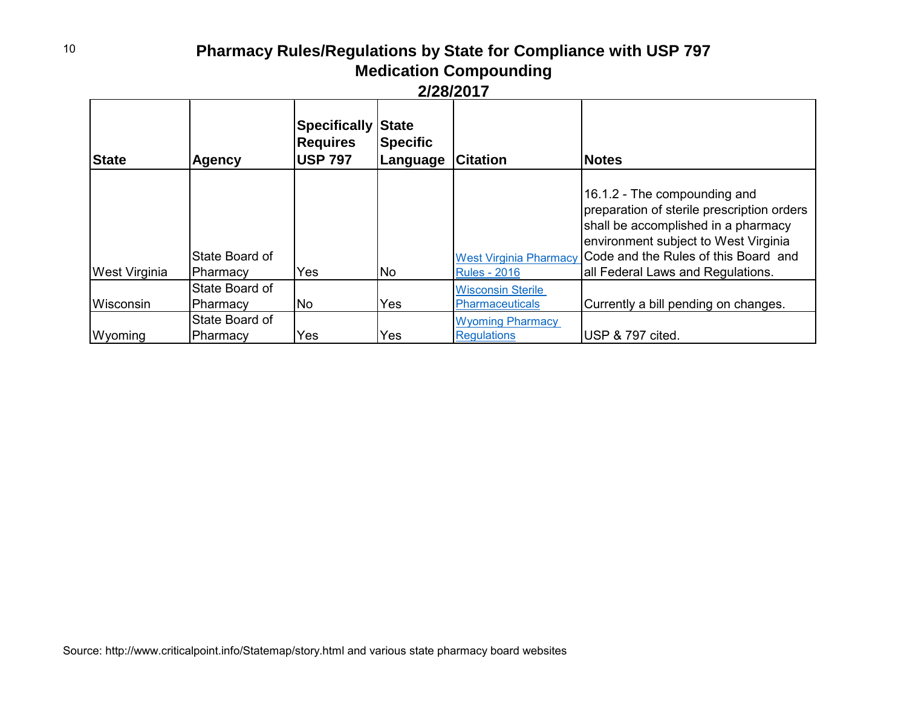# Pharmacy Rules/Regulations by State for Compliance with USP 797
## Medication Compounding
## 2/28/2017

| State | Agency | Specifically Requires USP 797 | State Specific Language | Citation | Notes |
|---|---|---|---|---|---|
| West Virginia | State Board of Pharmacy | Yes | No | West Virginia Pharmacy Rules - 2016 | 16.1.2 - The compounding and preparation of sterile prescription orders shall be accomplished in a pharmacy environment subject to West Virginia Code and the Rules of this Board and all Federal Laws and Regulations. |
| Wisconsin | State Board of Pharmacy | No | Yes | Wisconsin Sterile Pharmaceuticals | Currently a bill pending on changes. |
| Wyoming | State Board of Pharmacy | Yes | Yes | Wyoming Pharmacy Regulations | USP & 797 cited. |

Source: http://www.criticalpoint.info/Statemap/story.html and various state pharmacy board websites